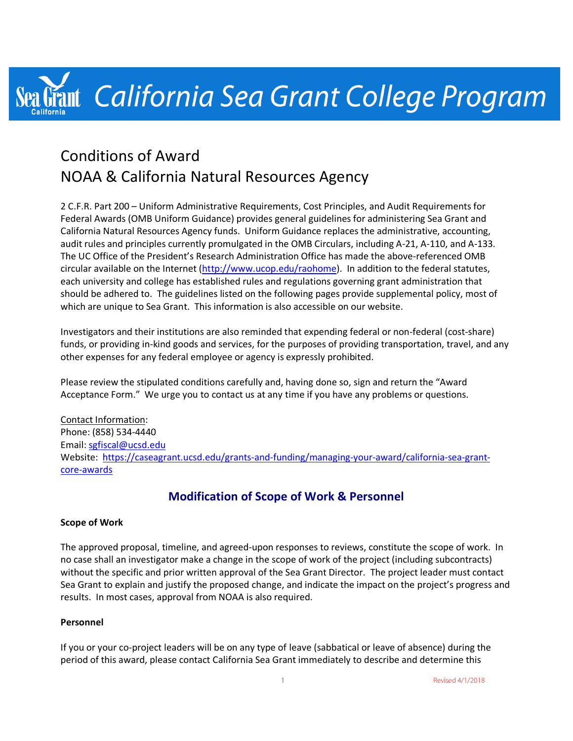# California Sea Grant College Program

## Conditions of Award
## NOAA & California Natural Resources Agency

2 C.F.R. Part 200 – Uniform Administrative Requirements, Cost Principles, and Audit Requirements for Federal Awards (OMB Uniform Guidance) provides general guidelines for administering Sea Grant and California Natural Resources Agency funds. Uniform Guidance replaces the administrative, accounting, audit rules and principles currently promulgated in the OMB Circulars, including A-21, A-110, and A-133. The UC Office of the President's Research Administration Office has made the above-referenced OMB circular available on the Internet (http://www.ucop.edu/raohome). In addition to the federal statutes, each university and college has established rules and regulations governing grant administration that should be adhered to. The guidelines listed on the following pages provide supplemental policy, most of which are unique to Sea Grant. This information is also accessible on our website.

Investigators and their institutions are also reminded that expending federal or non-federal (cost-share) funds, or providing in-kind goods and services, for the purposes of providing transportation, travel, and any other expenses for any federal employee or agency is expressly prohibited.

Please review the stipulated conditions carefully and, having done so, sign and return the "Award Acceptance Form." We urge you to contact us at any time if you have any problems or questions.

Contact Information:
Phone: (858) 534-4440
Email: sgfiscal@ucsd.edu
Website: https://caseagrant.ucsd.edu/grants-and-funding/managing-your-award/california-sea-grant-core-awards

## Modification of Scope of Work & Personnel

### Scope of Work

The approved proposal, timeline, and agreed-upon responses to reviews, constitute the scope of work. In no case shall an investigator make a change in the scope of work of the project (including subcontracts) without the specific and prior written approval of the Sea Grant Director. The project leader must contact Sea Grant to explain and justify the proposed change, and indicate the impact on the project's progress and results. In most cases, approval from NOAA is also required.

### Personnel

If you or your co-project leaders will be on any type of leave (sabbatical or leave of absence) during the period of this award, please contact California Sea Grant immediately to describe and determine this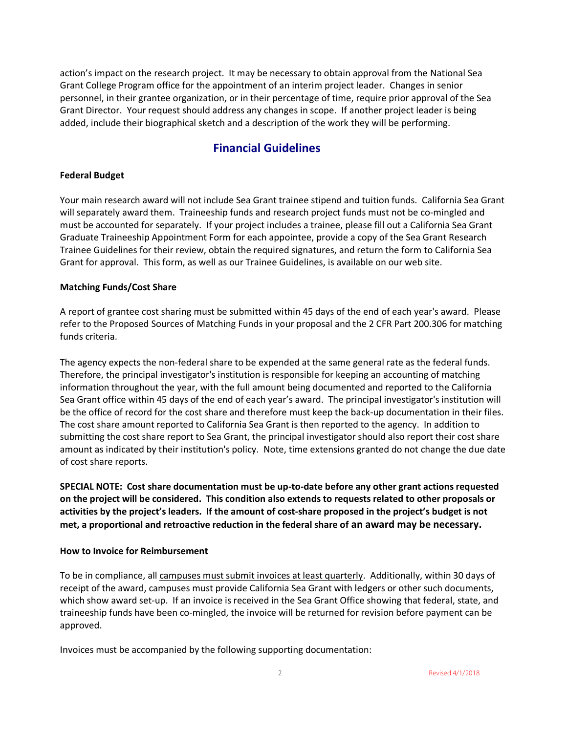action's impact on the research project. It may be necessary to obtain approval from the National Sea Grant College Program office for the appointment of an interim project leader. Changes in senior personnel, in their grantee organization, or in their percentage of time, require prior approval of the Sea Grant Director. Your request should address any changes in scope. If another project leader is being added, include their biographical sketch and a description of the work they will be performing.

## Financial Guidelines

**Federal Budget**

Your main research award will not include Sea Grant trainee stipend and tuition funds. California Sea Grant will separately award them. Traineeship funds and research project funds must not be co-mingled and must be accounted for separately. If your project includes a trainee, please fill out a California Sea Grant Graduate Traineeship Appointment Form for each appointee, provide a copy of the Sea Grant Research Trainee Guidelines for their review, obtain the required signatures, and return the form to California Sea Grant for approval. This form, as well as our Trainee Guidelines, is available on our web site.

**Matching Funds/Cost Share**

A report of grantee cost sharing must be submitted within 45 days of the end of each year's award. Please refer to the Proposed Sources of Matching Funds in your proposal and the 2 CFR Part 200.306 for matching funds criteria.

The agency expects the non-federal share to be expended at the same general rate as the federal funds. Therefore, the principal investigator's institution is responsible for keeping an accounting of matching information throughout the year, with the full amount being documented and reported to the California Sea Grant office within 45 days of the end of each year's award. The principal investigator's institution will be the office of record for the cost share and therefore must keep the back-up documentation in their files. The cost share amount reported to California Sea Grant is then reported to the agency. In addition to submitting the cost share report to Sea Grant, the principal investigator should also report their cost share amount as indicated by their institution's policy. Note, time extensions granted do not change the due date of cost share reports.

**SPECIAL NOTE: Cost share documentation must be up-to-date before any other grant actions requested on the project will be considered. This condition also extends to requests related to other proposals or activities by the project's leaders. If the amount of cost-share proposed in the project's budget is not met, a proportional and retroactive reduction in the federal share of an award may be necessary.**

**How to Invoice for Reimbursement**

To be in compliance, all campuses must submit invoices at least quarterly. Additionally, within 30 days of receipt of the award, campuses must provide California Sea Grant with ledgers or other such documents, which show award set-up. If an invoice is received in the Sea Grant Office showing that federal, state, and traineeship funds have been co-mingled, the invoice will be returned for revision before payment can be approved.

Invoices must be accompanied by the following supporting documentation: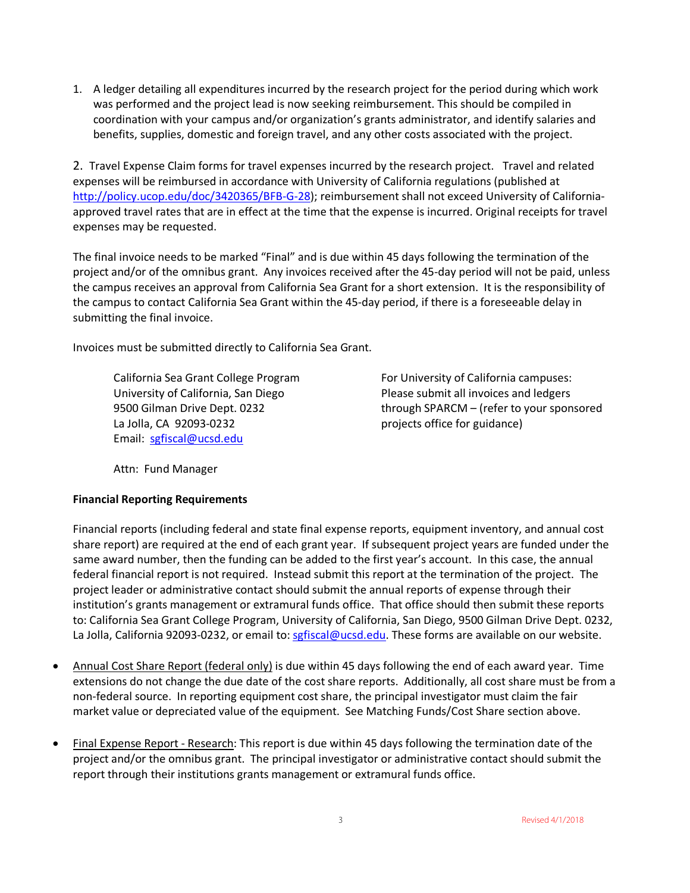1. A ledger detailing all expenditures incurred by the research project for the period during which work was performed and the project lead is now seeking reimbursement. This should be compiled in coordination with your campus and/or organization's grants administrator, and identify salaries and benefits, supplies, domestic and foreign travel, and any other costs associated with the project.

2. Travel Expense Claim forms for travel expenses incurred by the research project. Travel and related expenses will be reimbursed in accordance with University of California regulations (published at http://policy.ucop.edu/doc/3420365/BFB-G-28); reimbursement shall not exceed University of California-approved travel rates that are in effect at the time that the expense is incurred. Original receipts for travel expenses may be requested.

The final invoice needs to be marked "Final" and is due within 45 days following the termination of the project and/or of the omnibus grant. Any invoices received after the 45-day period will not be paid, unless the campus receives an approval from California Sea Grant for a short extension. It is the responsibility of the campus to contact California Sea Grant within the 45-day period, if there is a foreseeable delay in submitting the final invoice.

Invoices must be submitted directly to California Sea Grant.

California Sea Grant College Program
University of California, San Diego
9500 Gilman Drive Dept. 0232
La Jolla, CA 92093-0232
Email: sgfiscal@ucsd.edu

Attn: Fund Manager

For University of California campuses: Please submit all invoices and ledgers through SPARCM – (refer to your sponsored projects office for guidance)

**Financial Reporting Requirements**

Financial reports (including federal and state final expense reports, equipment inventory, and annual cost share report) are required at the end of each grant year. If subsequent project years are funded under the same award number, then the funding can be added to the first year's account. In this case, the annual federal financial report is not required. Instead submit this report at the termination of the project. The project leader or administrative contact should submit the annual reports of expense through their institution's grants management or extramural funds office. That office should then submit these reports to: California Sea Grant College Program, University of California, San Diego, 9500 Gilman Drive Dept. 0232, La Jolla, California 92093-0232, or email to: sgfiscal@ucsd.edu. These forms are available on our website.

- Annual Cost Share Report (federal only) is due within 45 days following the end of each award year. Time extensions do not change the due date of the cost share reports. Additionally, all cost share must be from a non-federal source. In reporting equipment cost share, the principal investigator must claim the fair market value or depreciated value of the equipment. See Matching Funds/Cost Share section above.

- Final Expense Report - Research: This report is due within 45 days following the termination date of the project and/or the omnibus grant. The principal investigator or administrative contact should submit the report through their institutions grants management or extramural funds office.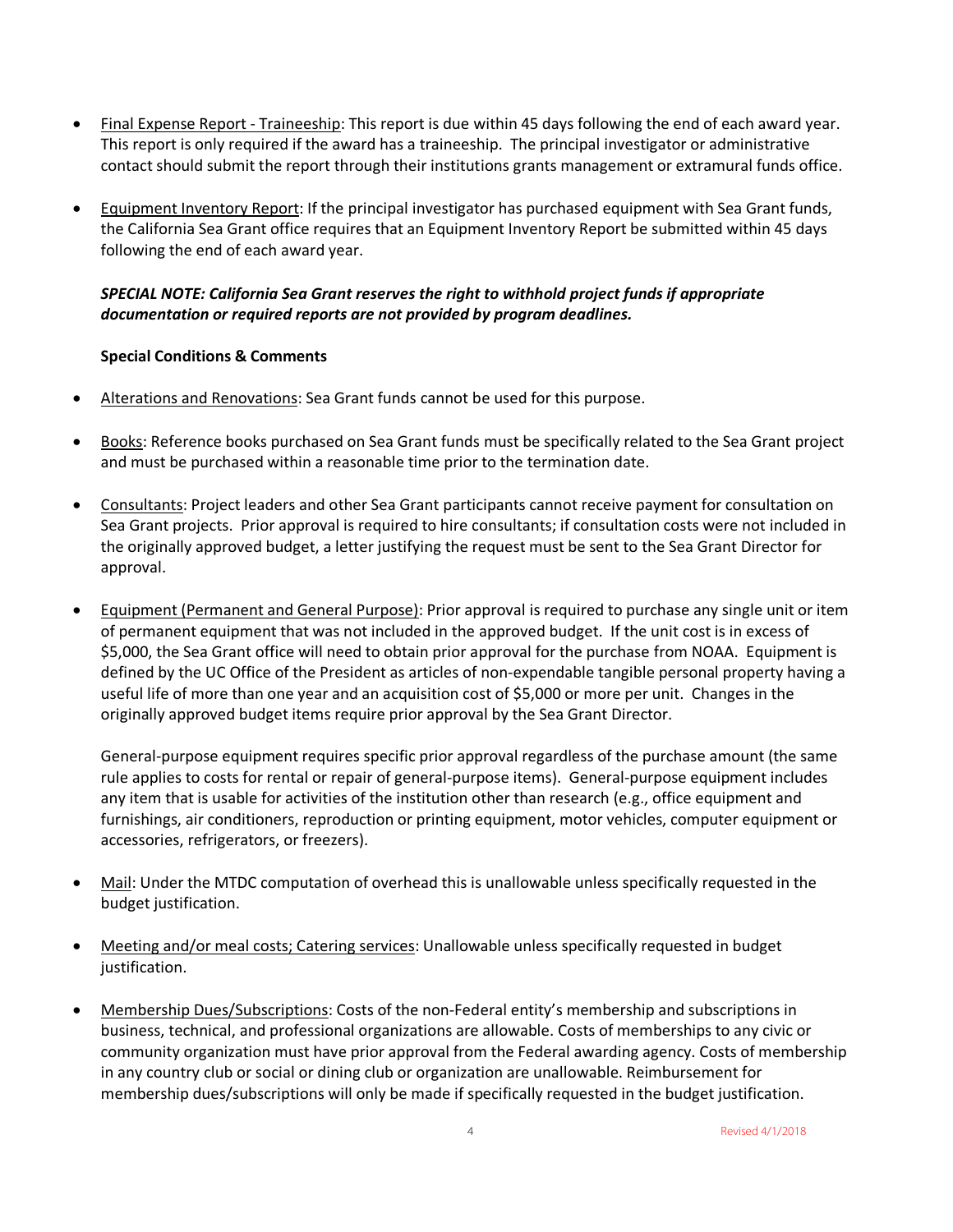- <u>Final Expense Report - Traineeship</u>: This report is due within 45 days following the end of each award year. This report is only required if the award has a traineeship. The principal investigator or administrative contact should submit the report through their institutions grants management or extramural funds office.

- <u>Equipment Inventory Report</u>: If the principal investigator has purchased equipment with Sea Grant funds, the California Sea Grant office requires that an Equipment Inventory Report be submitted within 45 days following the end of each award year.

***SPECIAL NOTE: California Sea Grant reserves the right to withhold project funds if appropriate documentation or required reports are not provided by program deadlines.***

**Special Conditions & Comments**

- <u>Alterations and Renovations</u>: Sea Grant funds cannot be used for this purpose.

- <u>Books</u>: Reference books purchased on Sea Grant funds must be specifically related to the Sea Grant project and must be purchased within a reasonable time prior to the termination date.

- <u>Consultants</u>: Project leaders and other Sea Grant participants cannot receive payment for consultation on Sea Grant projects. Prior approval is required to hire consultants; if consultation costs were not included in the originally approved budget, a letter justifying the request must be sent to the Sea Grant Director for approval.

- <u>Equipment (Permanent and General Purpose)</u>: Prior approval is required to purchase any single unit or item of permanent equipment that was not included in the approved budget. If the unit cost is in excess of $5,000, the Sea Grant office will need to obtain prior approval for the purchase from NOAA. Equipment is defined by the UC Office of the President as articles of non-expendable tangible personal property having a useful life of more than one year and an acquisition cost of $5,000 or more per unit. Changes in the originally approved budget items require prior approval by the Sea Grant Director.

  General-purpose equipment requires specific prior approval regardless of the purchase amount (the same rule applies to costs for rental or repair of general-purpose items). General-purpose equipment includes any item that is usable for activities of the institution other than research (e.g., office equipment and furnishings, air conditioners, reproduction or printing equipment, motor vehicles, computer equipment or accessories, refrigerators, or freezers).

- <u>Mail</u>: Under the MTDC computation of overhead this is unallowable unless specifically requested in the budget justification.

- <u>Meeting and/or meal costs; Catering services</u>: Unallowable unless specifically requested in budget justification.

- <u>Membership Dues/Subscriptions</u>: Costs of the non-Federal entity's membership and subscriptions in business, technical, and professional organizations are allowable. Costs of memberships to any civic or community organization must have prior approval from the Federal awarding agency. Costs of membership in any country club or social or dining club or organization are unallowable. Reimbursement for membership dues/subscriptions will only be made if specifically requested in the budget justification.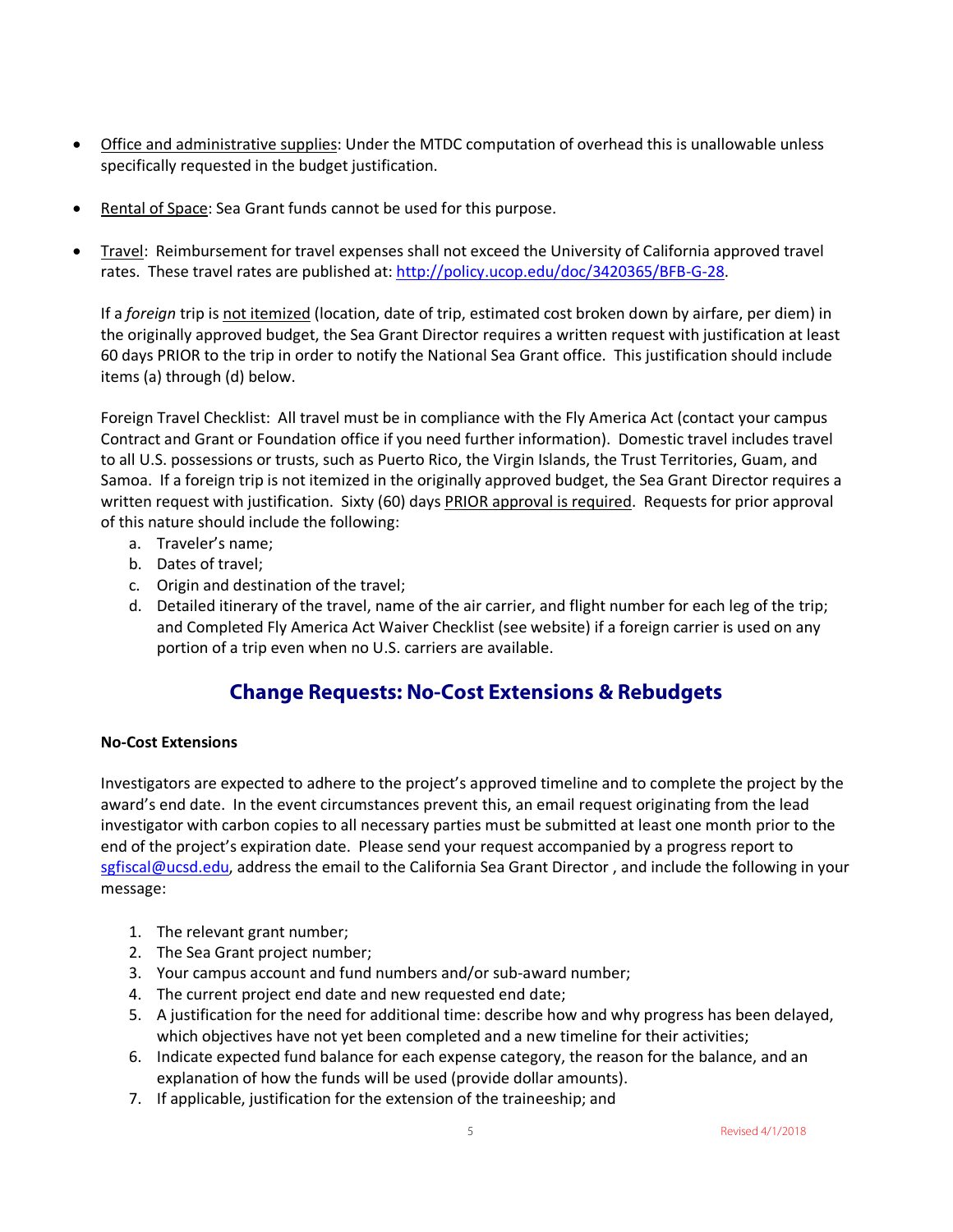- Office and administrative supplies: Under the MTDC computation of overhead this is unallowable unless specifically requested in the budget justification.

- Rental of Space: Sea Grant funds cannot be used for this purpose.

- Travel: Reimbursement for travel expenses shall not exceed the University of California approved travel rates. These travel rates are published at: http://policy.ucop.edu/doc/3420365/BFB-G-28.

  If a *foreign* trip is not itemized (location, date of trip, estimated cost broken down by airfare, per diem) in the originally approved budget, the Sea Grant Director requires a written request with justification at least 60 days PRIOR to the trip in order to notify the National Sea Grant office. This justification should include items (a) through (d) below.

  Foreign Travel Checklist: All travel must be in compliance with the Fly America Act (contact your campus Contract and Grant or Foundation office if you need further information). Domestic travel includes travel to all U.S. possessions or trusts, such as Puerto Rico, the Virgin Islands, the Trust Territories, Guam, and Samoa. If a foreign trip is not itemized in the originally approved budget, the Sea Grant Director requires a written request with justification. Sixty (60) days PRIOR approval is required. Requests for prior approval of this nature should include the following:

  a. Traveler's name;
  b. Dates of travel;
  c. Origin and destination of the travel;
  d. Detailed itinerary of the travel, name of the air carrier, and flight number for each leg of the trip; and Completed Fly America Act Waiver Checklist (see website) if a foreign carrier is used on any portion of a trip even when no U.S. carriers are available.

## Change Requests: No-Cost Extensions & Rebudgets

**No-Cost Extensions**

Investigators are expected to adhere to the project's approved timeline and to complete the project by the award's end date. In the event circumstances prevent this, an email request originating from the lead investigator with carbon copies to all necessary parties must be submitted at least one month prior to the end of the project's expiration date. Please send your request accompanied by a progress report to sgfiscal@ucsd.edu, address the email to the California Sea Grant Director , and include the following in your message:

1. The relevant grant number;
2. The Sea Grant project number;
3. Your campus account and fund numbers and/or sub-award number;
4. The current project end date and new requested end date;
5. A justification for the need for additional time: describe how and why progress has been delayed, which objectives have not yet been completed and a new timeline for their activities;
6. Indicate expected fund balance for each expense category, the reason for the balance, and an explanation of how the funds will be used (provide dollar amounts).
7. If applicable, justification for the extension of the traineeship; and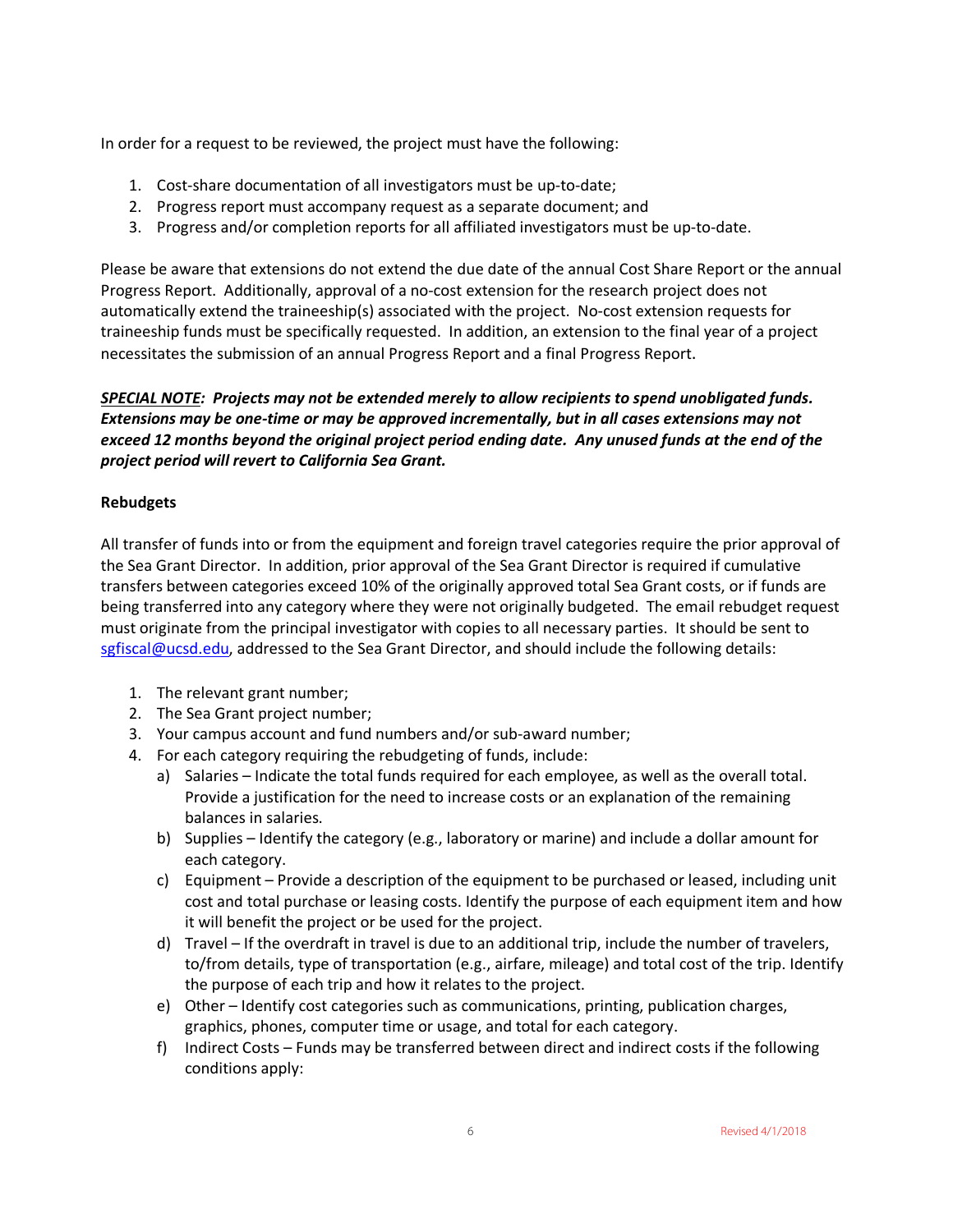In order for a request to be reviewed, the project must have the following:

1. Cost-share documentation of all investigators must be up-to-date;
2. Progress report must accompany request as a separate document; and
3. Progress and/or completion reports for all affiliated investigators must be up-to-date.

Please be aware that extensions do not extend the due date of the annual Cost Share Report or the annual Progress Report. Additionally, approval of a no-cost extension for the research project does not automatically extend the traineeship(s) associated with the project. No-cost extension requests for traineeship funds must be specifically requested. In addition, an extension to the final year of a project necessitates the submission of an annual Progress Report and a final Progress Report.

***SPECIAL NOTE:** Projects may not be extended merely to allow recipients to spend unobligated funds. Extensions may be one-time or may be approved incrementally, but in all cases extensions may not exceed 12 months beyond the original project period ending date. Any unused funds at the end of the project period will revert to California Sea Grant.*

**Rebudgets**

All transfer of funds into or from the equipment and foreign travel categories require the prior approval of the Sea Grant Director. In addition, prior approval of the Sea Grant Director is required if cumulative transfers between categories exceed 10% of the originally approved total Sea Grant costs, or if funds are being transferred into any category where they were not originally budgeted. The email rebudget request must originate from the principal investigator with copies to all necessary parties. It should be sent to sgfiscal@ucsd.edu, addressed to the Sea Grant Director, and should include the following details:

1. The relevant grant number;
2. The Sea Grant project number;
3. Your campus account and fund numbers and/or sub-award number;
4. For each category requiring the rebudgeting of funds, include:
   a) Salaries – Indicate the total funds required for each employee, as well as the overall total. Provide a justification for the need to increase costs or an explanation of the remaining balances in salaries.
   b) Supplies – Identify the category (e.g., laboratory or marine) and include a dollar amount for each category.
   c) Equipment – Provide a description of the equipment to be purchased or leased, including unit cost and total purchase or leasing costs. Identify the purpose of each equipment item and how it will benefit the project or be used for the project.
   d) Travel – If the overdraft in travel is due to an additional trip, include the number of travelers, to/from details, type of transportation (e.g., airfare, mileage) and total cost of the trip. Identify the purpose of each trip and how it relates to the project.
   e) Other – Identify cost categories such as communications, printing, publication charges, graphics, phones, computer time or usage, and total for each category.
   f) Indirect Costs – Funds may be transferred between direct and indirect costs if the following conditions apply: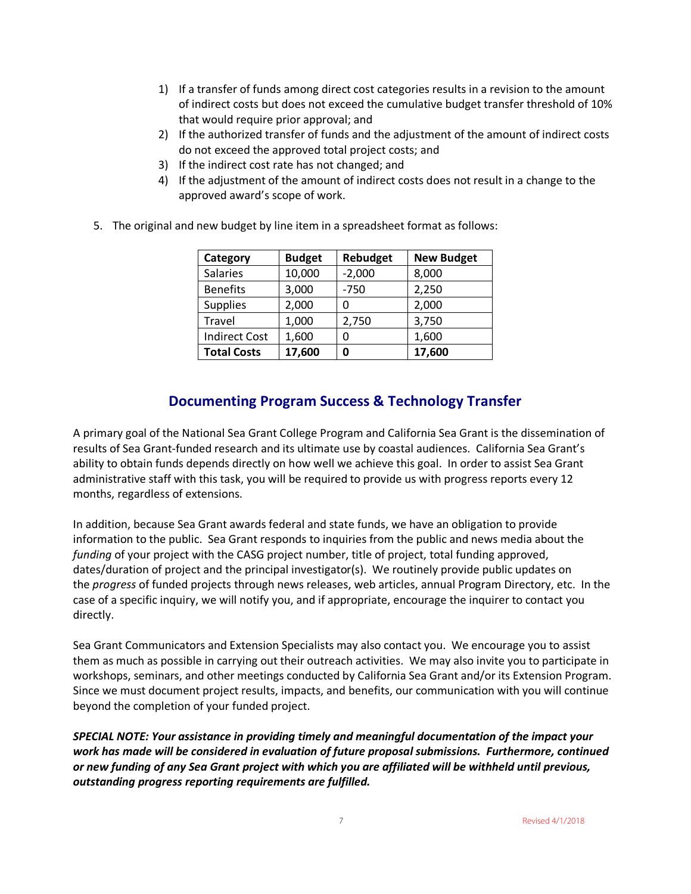1) If a transfer of funds among direct cost categories results in a revision to the amount of indirect costs but does not exceed the cumulative budget transfer threshold of 10% that would require prior approval; and
2) If the authorized transfer of funds and the adjustment of the amount of indirect costs do not exceed the approved total project costs; and
3) If the indirect cost rate has not changed; and
4) If the adjustment of the amount of indirect costs does not result in a change to the approved award's scope of work.

5. The original and new budget by line item in a spreadsheet format as follows:

| Category | Budget | Rebudget | New Budget |
|---|---|---|---|
| Salaries | 10,000 | -2,000 | 8,000 |
| Benefits | 3,000 | -750 | 2,250 |
| Supplies | 2,000 | 0 | 2,000 |
| Travel | 1,000 | 2,750 | 3,750 |
| Indirect Cost | 1,600 | 0 | 1,600 |
| **Total Costs** | **17,600** | **0** | **17,600** |

## Documenting Program Success & Technology Transfer

A primary goal of the National Sea Grant College Program and California Sea Grant is the dissemination of results of Sea Grant-funded research and its ultimate use by coastal audiences. California Sea Grant's ability to obtain funds depends directly on how well we achieve this goal. In order to assist Sea Grant administrative staff with this task, you will be required to provide us with progress reports every 12 months, regardless of extensions.

In addition, because Sea Grant awards federal and state funds, we have an obligation to provide information to the public. Sea Grant responds to inquiries from the public and news media about the *funding* of your project with the CASG project number, title of project, total funding approved, dates/duration of project and the principal investigator(s). We routinely provide public updates on the *progress* of funded projects through news releases, web articles, annual Program Directory, etc. In the case of a specific inquiry, we will notify you, and if appropriate, encourage the inquirer to contact you directly.

Sea Grant Communicators and Extension Specialists may also contact you. We encourage you to assist them as much as possible in carrying out their outreach activities. We may also invite you to participate in workshops, seminars, and other meetings conducted by California Sea Grant and/or its Extension Program. Since we must document project results, impacts, and benefits, our communication with you will continue beyond the completion of your funded project.

***SPECIAL NOTE: Your assistance in providing timely and meaningful documentation of the impact your work has made will be considered in evaluation of future proposal submissions. Furthermore, continued or new funding of any Sea Grant project with which you are affiliated will be withheld until previous, outstanding progress reporting requirements are fulfilled.***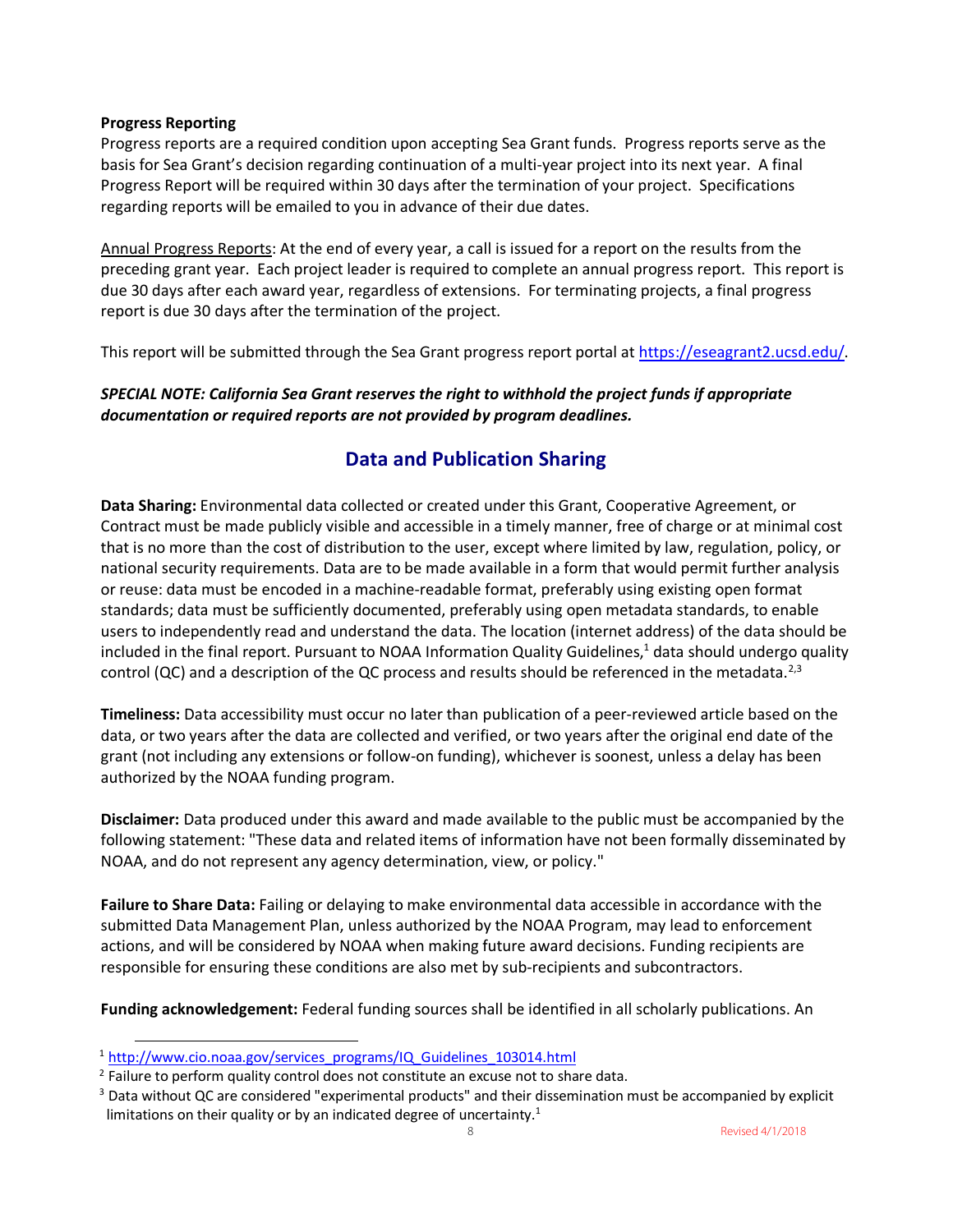**Progress Reporting**

Progress reports are a required condition upon accepting Sea Grant funds. Progress reports serve as the basis for Sea Grant's decision regarding continuation of a multi-year project into its next year. A final Progress Report will be required within 30 days after the termination of your project. Specifications regarding reports will be emailed to you in advance of their due dates.

Annual Progress Reports: At the end of every year, a call is issued for a report on the results from the preceding grant year. Each project leader is required to complete an annual progress report. This report is due 30 days after each award year, regardless of extensions. For terminating projects, a final progress report is due 30 days after the termination of the project.

This report will be submitted through the Sea Grant progress report portal at https://eseagrant2.ucsd.edu/.

***SPECIAL NOTE: California Sea Grant reserves the right to withhold the project funds if appropriate documentation or required reports are not provided by program deadlines.***

## Data and Publication Sharing

**Data Sharing:** Environmental data collected or created under this Grant, Cooperative Agreement, or Contract must be made publicly visible and accessible in a timely manner, free of charge or at minimal cost that is no more than the cost of distribution to the user, except where limited by law, regulation, policy, or national security requirements. Data are to be made available in a form that would permit further analysis or reuse: data must be encoded in a machine-readable format, preferably using existing open format standards; data must be sufficiently documented, preferably using open metadata standards, to enable users to independently read and understand the data. The location (internet address) of the data should be included in the final report. Pursuant to NOAA Information Quality Guidelines,[1] data should undergo quality control (QC) and a description of the QC process and results should be referenced in the metadata.[2,3]

**Timeliness:** Data accessibility must occur no later than publication of a peer-reviewed article based on the data, or two years after the data are collected and verified, or two years after the original end date of the grant (not including any extensions or follow-on funding), whichever is soonest, unless a delay has been authorized by the NOAA funding program.

**Disclaimer:** Data produced under this award and made available to the public must be accompanied by the following statement: "These data and related items of information have not been formally disseminated by NOAA, and do not represent any agency determination, view, or policy."

**Failure to Share Data:** Failing or delaying to make environmental data accessible in accordance with the submitted Data Management Plan, unless authorized by the NOAA Program, may lead to enforcement actions, and will be considered by NOAA when making future award decisions. Funding recipients are responsible for ensuring these conditions are also met by sub-recipients and subcontractors.

**Funding acknowledgement:** Federal funding sources shall be identified in all scholarly publications. An

---

[1] http://www.cio.noaa.gov/services_programs/IQ_Guidelines_103014.html

[2] Failure to perform quality control does not constitute an excuse not to share data.

[3] Data without QC are considered "experimental products" and their dissemination must be accompanied by explicit limitations on their quality or by an indicated degree of uncertainty.[1]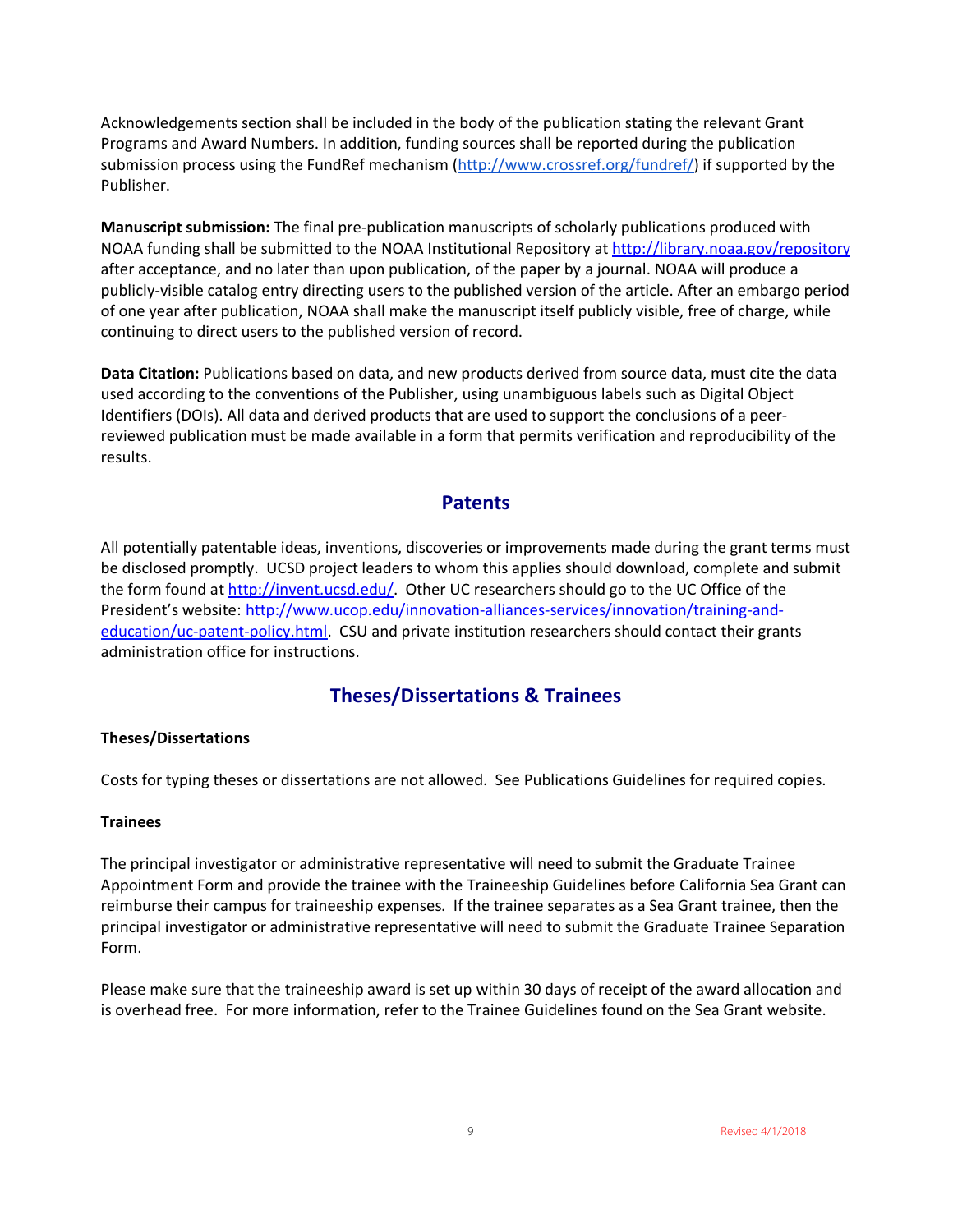Acknowledgements section shall be included in the body of the publication stating the relevant Grant Programs and Award Numbers. In addition, funding sources shall be reported during the publication submission process using the FundRef mechanism (http://www.crossref.org/fundref/) if supported by the Publisher.

**Manuscript submission:** The final pre-publication manuscripts of scholarly publications produced with NOAA funding shall be submitted to the NOAA Institutional Repository at http://library.noaa.gov/repository after acceptance, and no later than upon publication, of the paper by a journal. NOAA will produce a publicly-visible catalog entry directing users to the published version of the article. After an embargo period of one year after publication, NOAA shall make the manuscript itself publicly visible, free of charge, while continuing to direct users to the published version of record.

**Data Citation:** Publications based on data, and new products derived from source data, must cite the data used according to the conventions of the Publisher, using unambiguous labels such as Digital Object Identifiers (DOIs). All data and derived products that are used to support the conclusions of a peer-reviewed publication must be made available in a form that permits verification and reproducibility of the results.

## Patents

All potentially patentable ideas, inventions, discoveries or improvements made during the grant terms must be disclosed promptly. UCSD project leaders to whom this applies should download, complete and submit the form found at http://invent.ucsd.edu/. Other UC researchers should go to the UC Office of the President's website: http://www.ucop.edu/innovation-alliances-services/innovation/training-and-education/uc-patent-policy.html. CSU and private institution researchers should contact their grants administration office for instructions.

## Theses/Dissertations & Trainees

### Theses/Dissertations

Costs for typing theses or dissertations are not allowed. See Publications Guidelines for required copies.

### Trainees

The principal investigator or administrative representative will need to submit the Graduate Trainee Appointment Form and provide the trainee with the Traineeship Guidelines before California Sea Grant can reimburse their campus for traineeship expenses. If the trainee separates as a Sea Grant trainee, then the principal investigator or administrative representative will need to submit the Graduate Trainee Separation Form.

Please make sure that the traineeship award is set up within 30 days of receipt of the award allocation and is overhead free. For more information, refer to the Trainee Guidelines found on the Sea Grant website.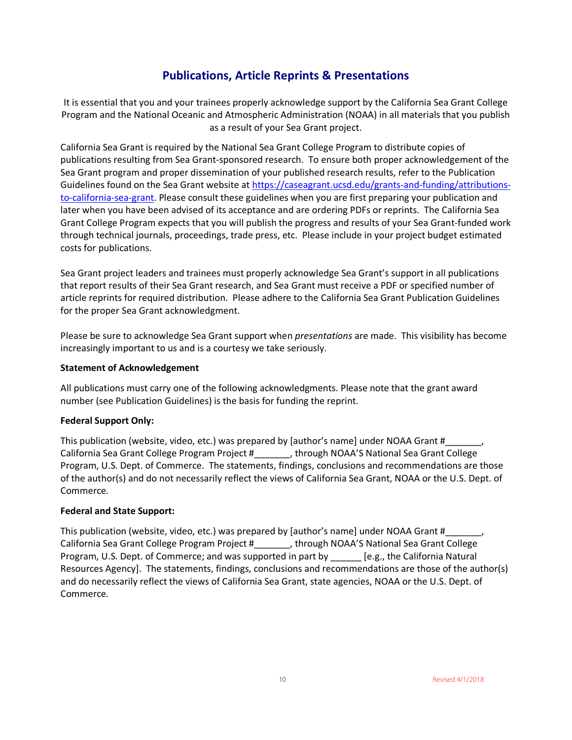## Publications, Article Reprints & Presentations

It is essential that you and your trainees properly acknowledge support by the California Sea Grant College Program and the National Oceanic and Atmospheric Administration (NOAA) in all materials that you publish as a result of your Sea Grant project.

California Sea Grant is required by the National Sea Grant College Program to distribute copies of publications resulting from Sea Grant-sponsored research. To ensure both proper acknowledgement of the Sea Grant program and proper dissemination of your published research results, refer to the Publication Guidelines found on the Sea Grant website at [https://caseagrant.ucsd.edu/grants-and-funding/attributions-to-california-sea-grant](https://caseagrant.ucsd.edu/grants-and-funding/attributions-to-california-sea-grant). Please consult these guidelines when you are first preparing your publication and later when you have been advised of its acceptance and are ordering PDFs or reprints. The California Sea Grant College Program expects that you will publish the progress and results of your Sea Grant-funded work through technical journals, proceedings, trade press, etc. Please include in your project budget estimated costs for publications.

Sea Grant project leaders and trainees must properly acknowledge Sea Grant's support in all publications that report results of their Sea Grant research, and Sea Grant must receive a PDF or specified number of article reprints for required distribution. Please adhere to the California Sea Grant Publication Guidelines for the proper Sea Grant acknowledgment.

Please be sure to acknowledge Sea Grant support when *presentations* are made. This visibility has become increasingly important to us and is a courtesy we take seriously.

**Statement of Acknowledgement**

All publications must carry one of the following acknowledgments. Please note that the grant award number (see Publication Guidelines) is the basis for funding the reprint.

**Federal Support Only:**

This publication (website, video, etc.) was prepared by [author's name] under NOAA Grant #_______, California Sea Grant College Program Project #_______, through NOAA'S National Sea Grant College Program, U.S. Dept. of Commerce. The statements, findings, conclusions and recommendations are those of the author(s) and do not necessarily reflect the views of California Sea Grant, NOAA or the U.S. Dept. of Commerce.

**Federal and State Support:**

This publication (website, video, etc.) was prepared by [author's name] under NOAA Grant #_______, California Sea Grant College Program Project #_______, through NOAA'S National Sea Grant College Program, U.S. Dept. of Commerce; and was supported in part by ______ [e.g., the California Natural Resources Agency]. The statements, findings, conclusions and recommendations are those of the author(s) and do necessarily reflect the views of California Sea Grant, state agencies, NOAA or the U.S. Dept. of Commerce.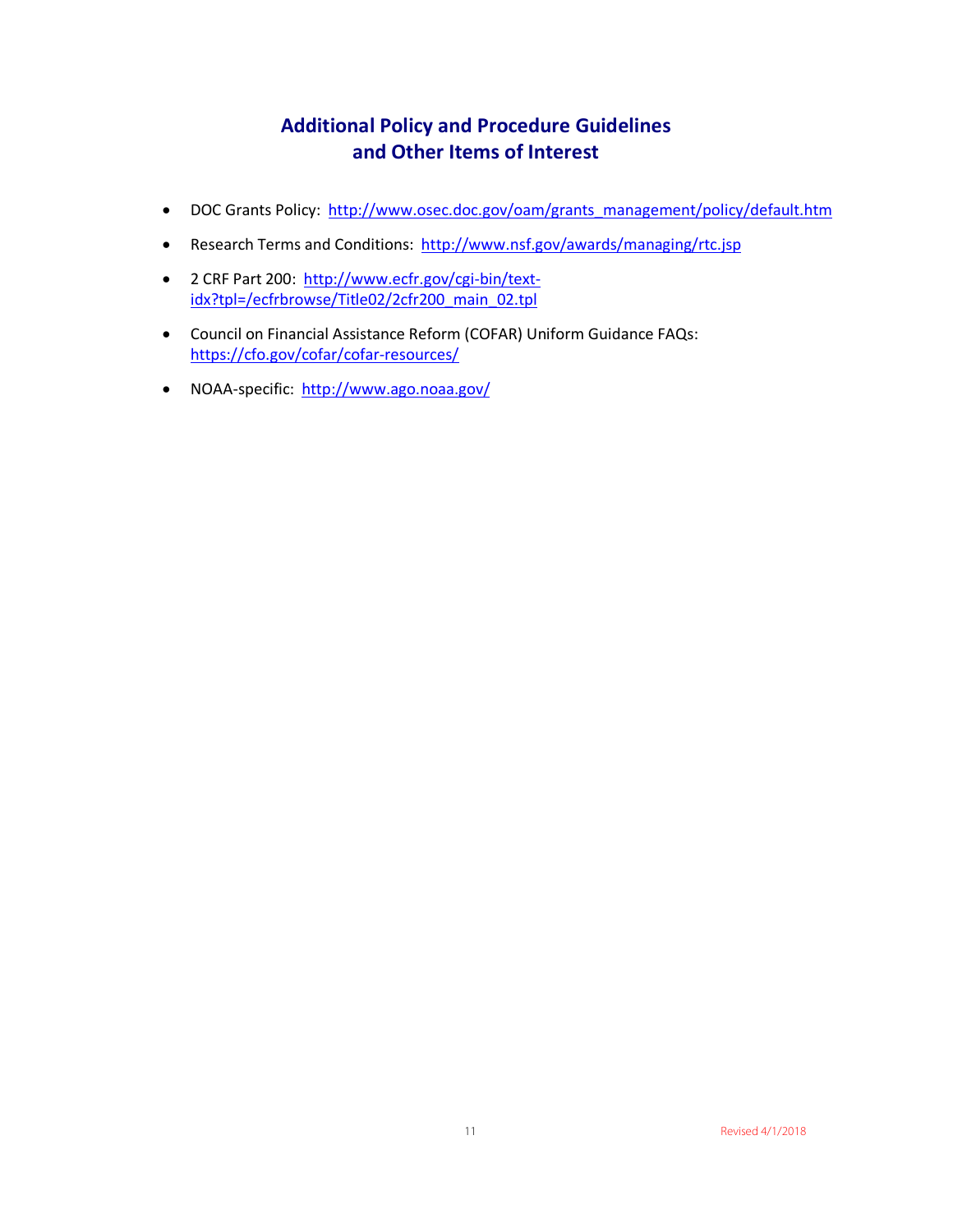## Additional Policy and Procedure Guidelines and Other Items of Interest

- DOC Grants Policy: http://www.osec.doc.gov/oam/grants_management/policy/default.htm
- Research Terms and Conditions: http://www.nsf.gov/awards/managing/rtc.jsp
- 2 CRF Part 200: http://www.ecfr.gov/cgi-bin/text-idx?tpl=/ecfrbrowse/Title02/2cfr200_main_02.tpl
- Council on Financial Assistance Reform (COFAR) Uniform Guidance FAQs: https://cfo.gov/cofar/cofar-resources/
- NOAA-specific: http://www.ago.noaa.gov/

Revised 4/1/2018